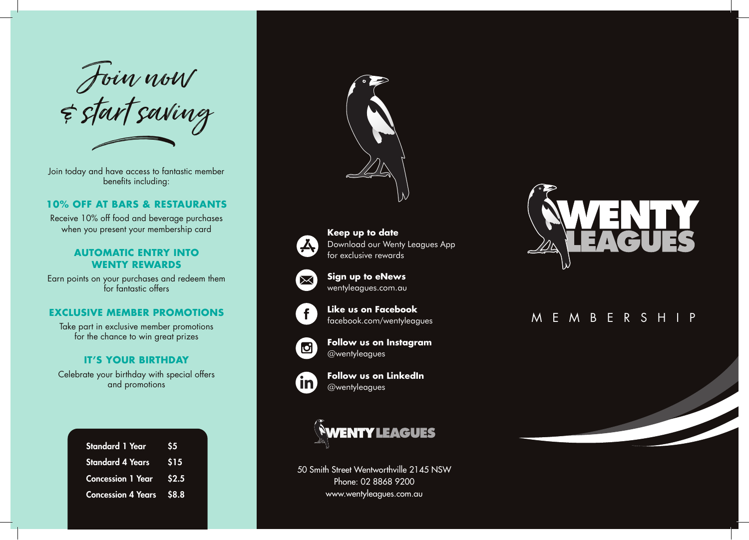# Join now & start saving

Join today and have access to fantastic member benefits including:

### 10% OFF AT BARS & RESTAURANTS

Receive 10% off food and beverage purchases when you present your membership card

### AUTOMATIC ENTRY INTO WENTY REWARDS

Earn points on your purchases and redeem them for fantastic offers

### EXCLUSIVE MEMBER PROMOTIONS

Take part in exclusive member promotions for the chance to win great prizes

### IT'S YOUR BIRTHDAY

Celebrate your birthday with special offers and promotions

| Membership | Price |
| --- | --- |
| Standard 1 Year | $5 |
| Standard 4 Years | $15 |
| Concession 1 Year | $2.5 |
| Concession 4 Years | $8.8 |

**Keep up to date**
Download our Wenty Leagues App for exclusive rewards

**Sign up to eNews**
wentyleagues.com.au

**Like us on Facebook**
facebook.com/wentyleagues

**Follow us on Instagram**
@wentyleagues

**Follow us on LinkedIn**
@wentyleagues

WENTY LEAGUES

50 Smith Street Wentworthville 2145 NSW
Phone: 02 8868 9200
www.wentyleagues.com.au

# WENTY LEAGUES

## MEMBERSHIP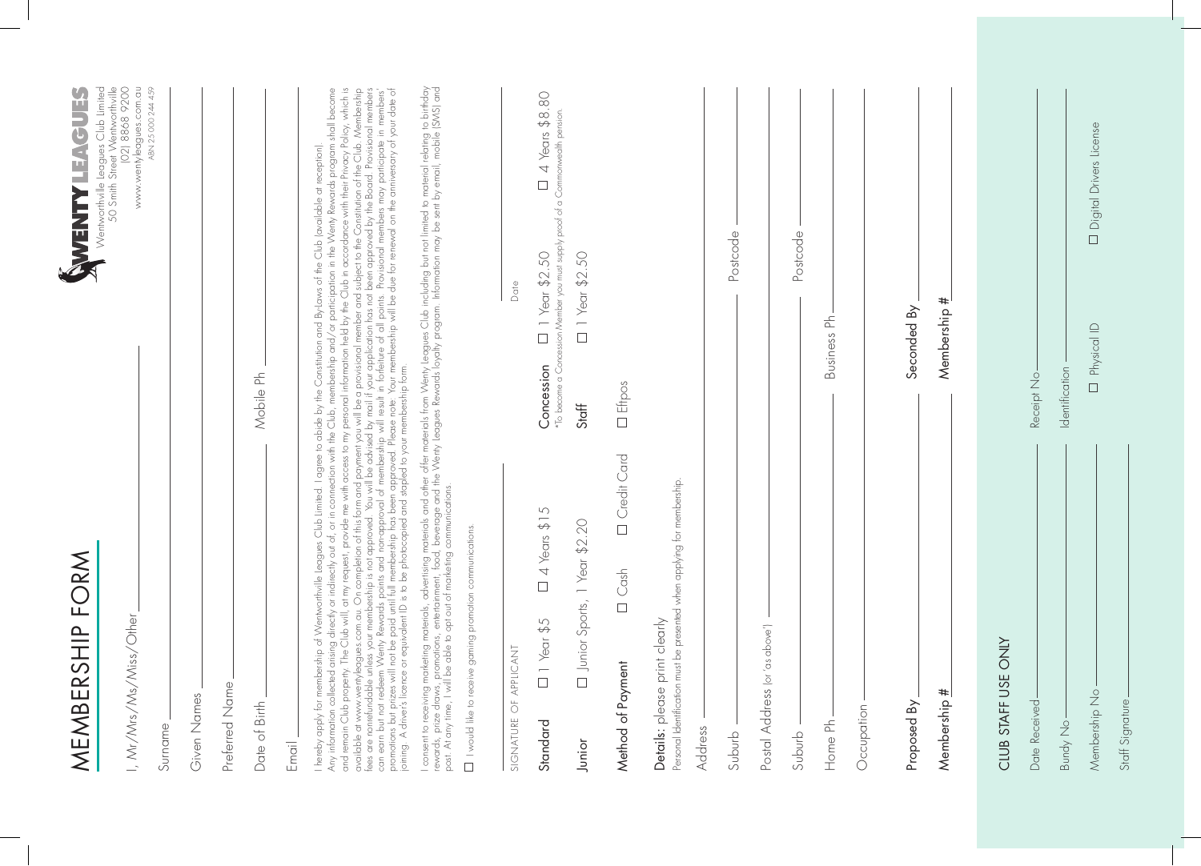# MEMBERSHIP FORM

**WENTY LEAGUES**
Wentworthville Leagues Club Limited
50 Smith Street Wentworthville
(02) 8868 9200
www.wentyleagues.com.au
ABN 25 000 244 459

I, Mr/Mrs/Ms/Miss/Other ______________________

Surname ______________________

Given Names ______________________

Preferred Name ______________________

Date of Birth ______________________ Mobile Ph ______________________

Email ______________________

I hereby apply for membership of Wentworthville Leagues Club Limited. I agree to abide by the Constitution and By-Laws of the Club (available at reception). Any information collected arising directly or indirectly out of, or in connection with the Club, membership and/or participation in the Wenty Rewards program shall become and remain Club property. The Club will, at my request, provide me with access to my personal information held by the Club in accordance with their Privacy Policy, which is available at www.wentyleagues.com.au. On completion of this form and payment you will be a provisional member and subject to the Constitution of the Club. Membership fees are nonrefundable unless your membership is not approved. You will be advised by mail if your application has not been approved by the Board. Provisional members can earn but not redeem Wenty Rewards points and non-approval of membership will result in forfeiture of all points. Provisional members may participate in members' promotions but prizes will not be paid until full membership has been approved. Please note: Your membership will be due for renewal on the anniversary of your date of joining. A driver's licence or equivalent ID is to be photocopied and stapled to your membership form.

I consent to receiving marketing materials, advertising materials and other offer materials from Wenty Leagues Club including but not limited to material relating to birthday rewards, prize draws, promotions, entertainment, food, beverage and the Wenty Leagues Rewards loyalty program. Information may be sent by email, mobile (SMS) and post. At any time, I will be able to opt out of marketing communications.

☐ I would like to receive gaming promotion communications.

______________________ SIGNATURE OF APPLICANT ______________________ Date

**Standard** ☐ 1 Year $5 ☐ 4 Years $15 **Concession** ☐ 1 Year $2.50 ☐ 4 Years $8.80

*To become a Concession Member you must supply proof of a Commonwealth pension.

**Junior** ☐ Junior Sports, 1 Year $2.20 **Staff** ☐ 1 Year $2.50

**Method of Payment** ☐ Cash ☐ Credit Card ☐ Eftpos

**Details:** please print clearly
Personal Identification must be presented when applying for membership.

Address ______________________

Suburb ______________________ Postcode ______________________

Postal Address (or 'as above') ______________________

Suburb ______________________ Postcode ______________________

Home Ph ______________________ Business Ph ______________________

Occupation ______________________

**Proposed By** ______________________ **Seconded By** ______________________

**Membership #** ______________________ **Membership #** ______________________

## CLUB STAFF USE ONLY

Date Received ______________________ Receipt No ______________________

Bundy No ______________________ Identification ______________________

Membership No ______________________ ☐ Physical ID ☐ Digital Drivers License

Staff Signature ______________________